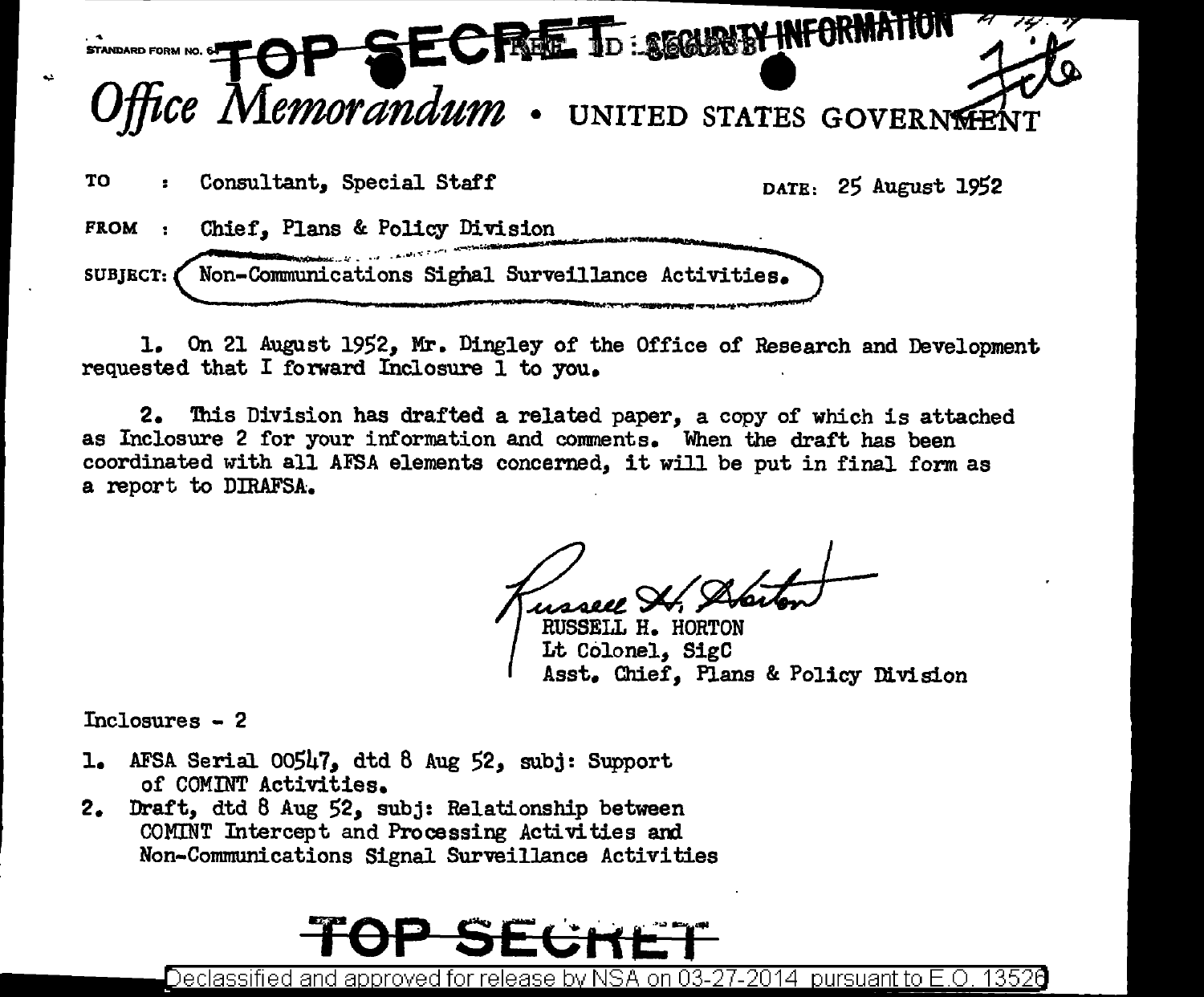TOP SECRET ~~REF ID:~~ SECURITY INFORMATION

*Office Memorandum* • UNITED STATES GOVERNMENT

File

TO : Consultant, Special Staff

DATE: 25 August 1952

FROM : Chief, Plans & Policy Division

SUBJECT: Non-Communications Signal Surveillance Activities.

1. On 21 August 1952, Mr. Dingley of the Office of Research and Development requested that I forward Inclosure 1 to you.

2. This Division has drafted a related paper, a copy of which is attached as Inclosure 2 for your information and comments. When the draft has been coordinated with all AFSA elements concerned, it will be put in final form as a report to DIRAFSA.

Russell H. Horton

RUSSELL H. HORTON
Lt Colonel, SigC
Asst. Chief, Plans & Policy Division

Inclosures - 2

1. AFSA Serial 00547, dtd 8 Aug 52, subj: Support of COMINT Activities.
2. Draft, dtd 8 Aug 52, subj: Relationship between COMINT Intercept and Processing Activities and Non-Communications Signal Surveillance Activities

TOP SECRET

Declassified and approved for release by NSA on 03-27-2014 pursuant to E.O. 13526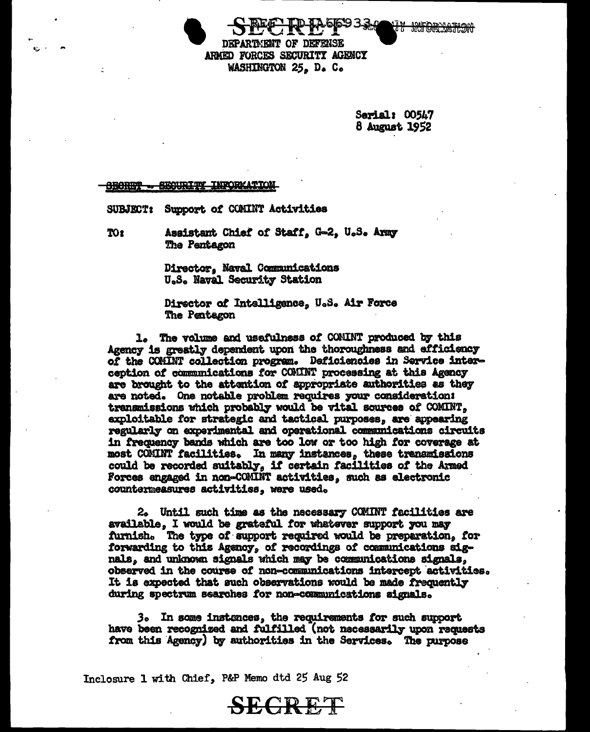SECRET REF ID:A66933 SECURITY INFORMATION

DEPARTMENT OF DEFENSE
ARMED FORCES SECURITY AGENCY
WASHINGTON 25, D. C.

Serial: 00547
8 August 1952

SECRET - SECURITY INFORMATION

SUBJECT: Support of COMINT Activities

TO: Assistant Chief of Staff, G-2, U.S. Army
The Pentagon

Director, Naval Communications
U.S. Naval Security Station

Director of Intelligence, U.S. Air Force
The Pentagon

1. The volume and usefulness of COMINT produced by this Agency is greatly dependent upon the thoroughness and efficiency of the COMINT collection program. Deficiencies in Service interception of communications for COMINT processing at this Agency are brought to the attention of appropriate authorities as they are noted. One notable problem requires your consideration: transmissions which probably would be vital sources of COMINT, exploitable for strategic and tactical purposes, are appearing regularly on experimental and operational communications circuits in frequency bands which are too low or too high for coverage at most COMINT facilities. In many instances, these transmissions could be recorded suitably, if certain facilities of the Armed Forces engaged in non-COMINT activities, such as electronic countermeasures activities, were used.

2. Until such time as the necessary COMINT facilities are available, I would be grateful for whatever support you may furnish. The type of support required would be preparation, for forwarding to this Agency, of recordings of communications signals, and unknown signals which may be communications signals, observed in the course of non-communications intercept activities. It is expected that such observations would be made frequently during spectrum searches for non-communications signals.

3. In some instances, the requirements for such support have been recognized and fulfilled (not necessarily upon requests from this Agency) by authorities in the Services. The purpose

Inclosure 1 with Chief, P&P Memo dtd 25 Aug 52

SECRET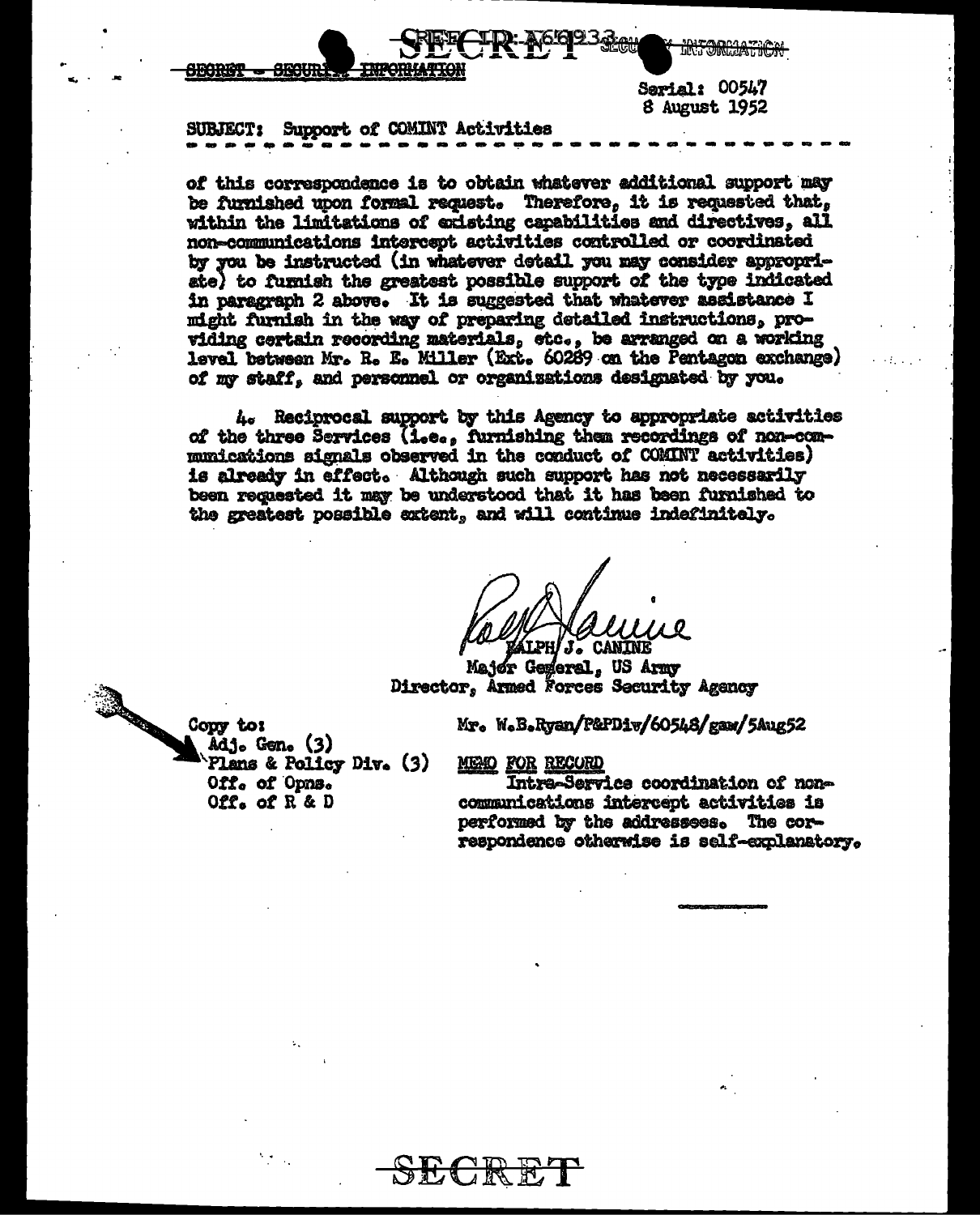SECRET - SECURITY INFORMATION

Serial: 00547
8 August 1952

SUBJECT: Support of COMINT Activities

of this correspondence is to obtain whatever additional support may be furnished upon formal request. Therefore, it is requested that, within the limitations of existing capabilities and directives, all non-communications intercept activities controlled or coordinated by you be instructed (in whatever detail you may consider appropriate) to furnish the greatest possible support of the type indicated in paragraph 2 above. It is suggested that whatever assistance I might furnish in the way of preparing detailed instructions, providing certain recording materials, etc., be arranged on a working level between Mr. R. E. Miller (Ext. 60289 on the Pentagon exchange) of my staff, and personnel or organizations designated by you.

4. Reciprocal support by this Agency to appropriate activities of the three Services (i.e., furnishing them recordings of non-communications signals observed in the conduct of COMINT activities) is already in effect. Although such support has not necessarily been requested it may be understood that it has been furnished to the greatest possible extent, and will continue indefinitely.

RALPH J. CANINE
Major General, US Army
Director, Armed Forces Security Agency

Copy to:
Adj. Gen. (3)
Plans & Policy Div. (3)
Off. of Opns.
Off. of R & D

Mr. W.B.Ryan/P&PDiv/60548/gam/5Aug52

MEMO FOR RECORD

Intra-Service coordination of non-communications intercept activities is performed by the addressees. The correspondence otherwise is self-explanatory.

SECRET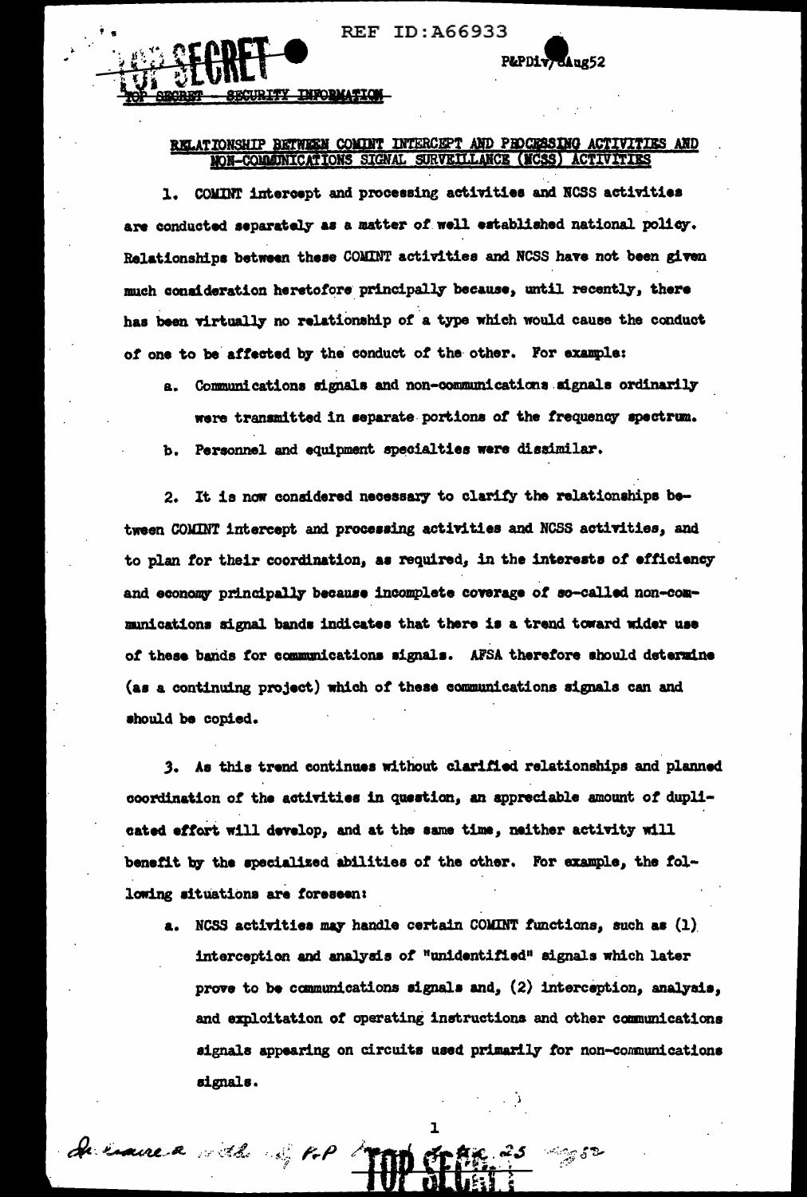TOP SECRET - SECURITY INFORMATION

## RELATIONSHIP BETWEEN COMINT INTERCEPT AND PROCESSING ACTIVITIES AND NON-COMMUNICATIONS SIGNAL SURVEILLANCE (NCSS) ACTIVITIES

1. COMINT intercept and processing activities and NCSS activities are conducted separately as a matter of well established national policy. Relationships between these COMINT activities and NCSS have not been given much consideration heretofore principally because, until recently, there has been virtually no relationship of a type which would cause the conduct of one to be affected by the conduct of the other. For example:

   a. Communications signals and non-communications signals ordinarily were transmitted in separate portions of the frequency spectrum.

   b. Personnel and equipment specialties were dissimilar.

2. It is now considered necessary to clarify the relationships between COMINT intercept and processing activities and NCSS activities, and to plan for their coordination, as required, in the interests of efficiency and economy principally because incomplete coverage of so-called non-communications signal bands indicates that there is a trend toward wider use of these bands for communications signals. AFSA therefore should determine (as a continuing project) which of these communications signals can and should be copied.

3. As this trend continues without clarified relationships and planned coordination of the activities in question, an appreciable amount of duplicated effort will develop, and at the same time, neither activity will benefit by the specialized abilities of the other. For example, the following situations are foreseen:

   a. NCSS activities may handle certain COMINT functions, such as (1) interception and analysis of "unidentified" signals which later prove to be communications signals and, (2) interception, analysis, and exploitation of operating instructions and other communications signals appearing on circuits used primarily for non-communications signals.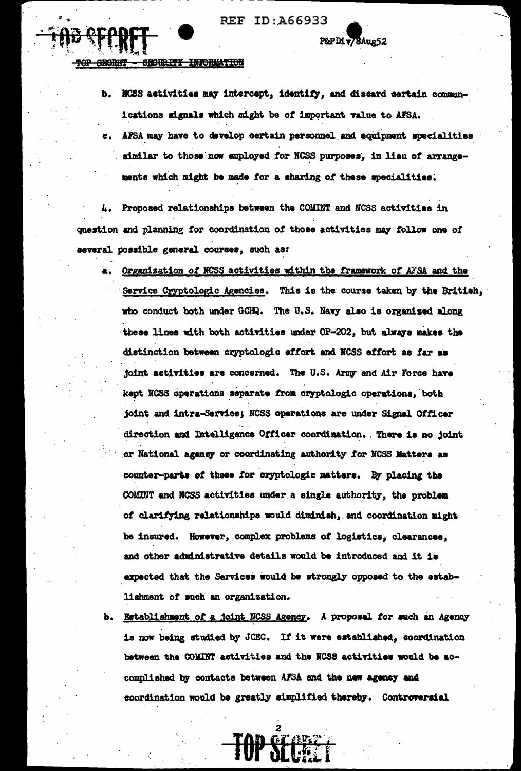b. NCSS activities may intercept, identify, and discard certain communications signals which might be of important value to AFSA.

c. AFSA may have to develop certain personnel and equipment specialities similar to those now employed for NCSS purposes, in lieu of arrangements which might be made for a sharing of these specialities.

4. Proposed relationships between the COMINT and NCSS activities in question and planning for coordination of those activities may follow one of several possible general courses, such as:

a. Organization of NCSS activities within the framework of AFSA and the Service Cryptologic Agencies. This is the course taken by the British, who conduct both under GCHQ. The U.S. Navy also is organized along these lines with both activities under OP-202, but always makes the distinction between cryptologic effort and NCSS effort as far as joint activities are concerned. The U.S. Army and Air Force have kept NCSS operations separate from cryptologic operations, both joint and intra-Service; NCSS operations are under Signal Officer direction and Intelligence Officer coordination. There is no joint or National agency or coordinating authority for NCSS Matters as counter-parts of those for cryptologic matters. By placing the COMINT and NCSS activities under a single authority, the problem of clarifying relationships would diminish, and coordination might be insured. However, complex problems of logistics, clearances, and other administrative details would be introduced and it is expected that the Services would be strongly opposed to the establishment of such an organization.

b. Establishment of a joint NCSS Agency. A proposal for such an Agency is now being studied by JCEC. If it were established, coordination between the COMINT activities and the NCSS activities would be accomplished by contacts between AFSA and the new agency and coordination would be greatly simplified thereby. Controversial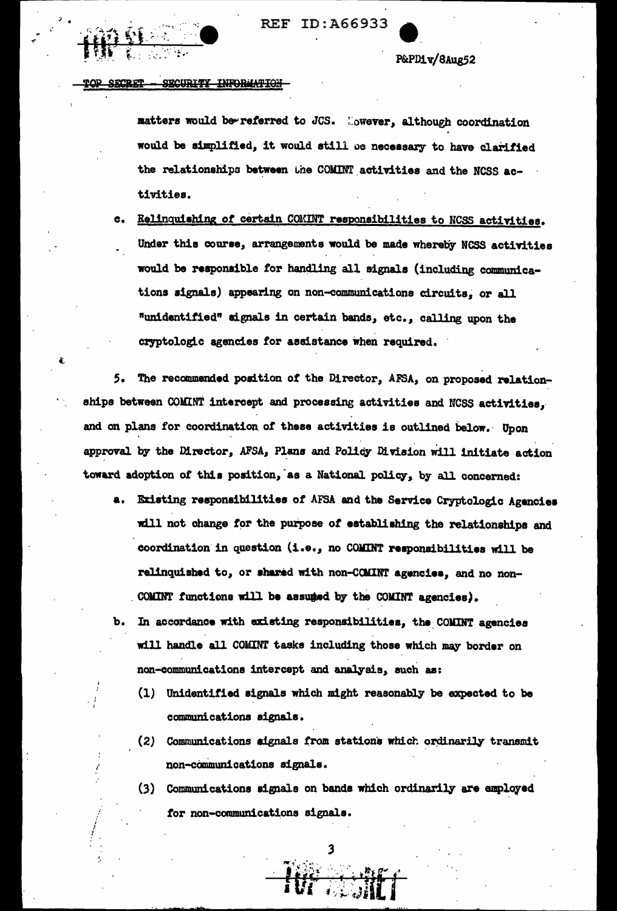TOP SECRET - SECURITY INFORMATION

matters would be referred to JCS. However, although coordination would be simplified, it would still be necessary to have clarified the relationships between the COMINT activities and the NCSS activities.

c. Relinquishing of certain COMINT responsibilities to NCSS activities. Under this course, arrangements would be made whereby NCSS activities would be responsible for handling all signals (including communications signals) appearing on non-communications circuits, or all "unidentified" signals in certain bands, etc., calling upon the cryptologic agencies for assistance when required.

5. The recommended position of the Director, AFSA, on proposed relationships between COMINT intercept and processing activities and NCSS activities, and on plans for coordination of these activities is outlined below. Upon approval by the Director, AFSA, Plans and Policy Division will initiate action toward adoption of this position, as a National policy, by all concerned:

a. Existing responsibilities of AFSA and the Service Cryptologic Agencies will not change for the purpose of establishing the relationships and coordination in question (i.e., no COMINT responsibilities will be relinquished to, or shared with non-COMINT agencies, and no non-COMINT functions will be assumed by the COMINT agencies).

b. In accordance with existing responsibilities, the COMINT agencies will handle all COMINT tasks including those which may border on non-communications intercept and analysis, such as:

(1) Unidentified signals which might reasonably be expected to be communications signals.

(2) Communications signals from stations which ordinarily transmit non-communications signals.

(3) Communications signals on bands which ordinarily are employed for non-communications signals.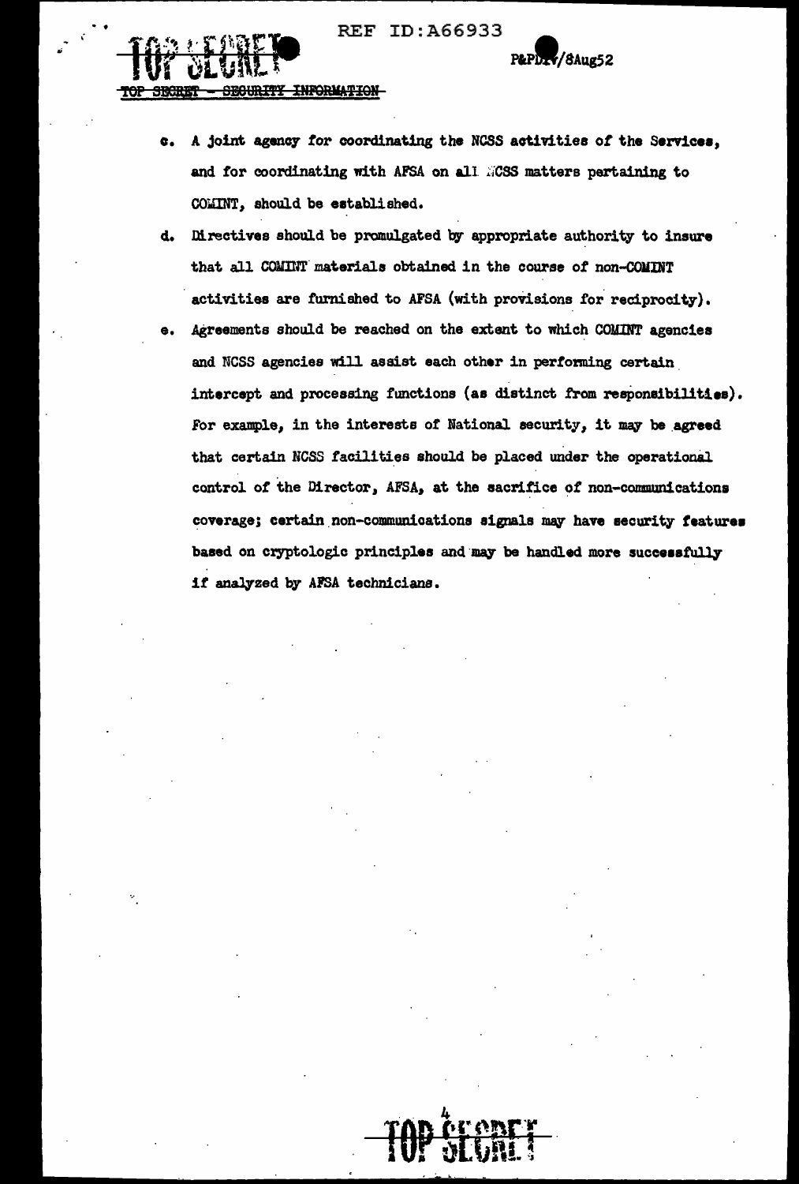c. A joint agency for coordinating the NCSS activities of the Services, and for coordinating with AFSA on all NCSS matters pertaining to COMINT, should be established.

d. Directives should be promulgated by appropriate authority to insure that all COMINT materials obtained in the course of non-COMINT activities are furnished to AFSA (with provisions for reciprocity).

e. Agreements should be reached on the extent to which COMINT agencies and NCSS agencies will assist each other in performing certain intercept and processing functions (as distinct from responsibilities). For example, in the interests of National security, it may be agreed that certain NCSS facilities should be placed under the operational control of the Director, AFSA, at the sacrifice of non-communications coverage; certain non-communications signals may have security features based on cryptologic principles and may be handled more successfully if analyzed by AFSA technicians.